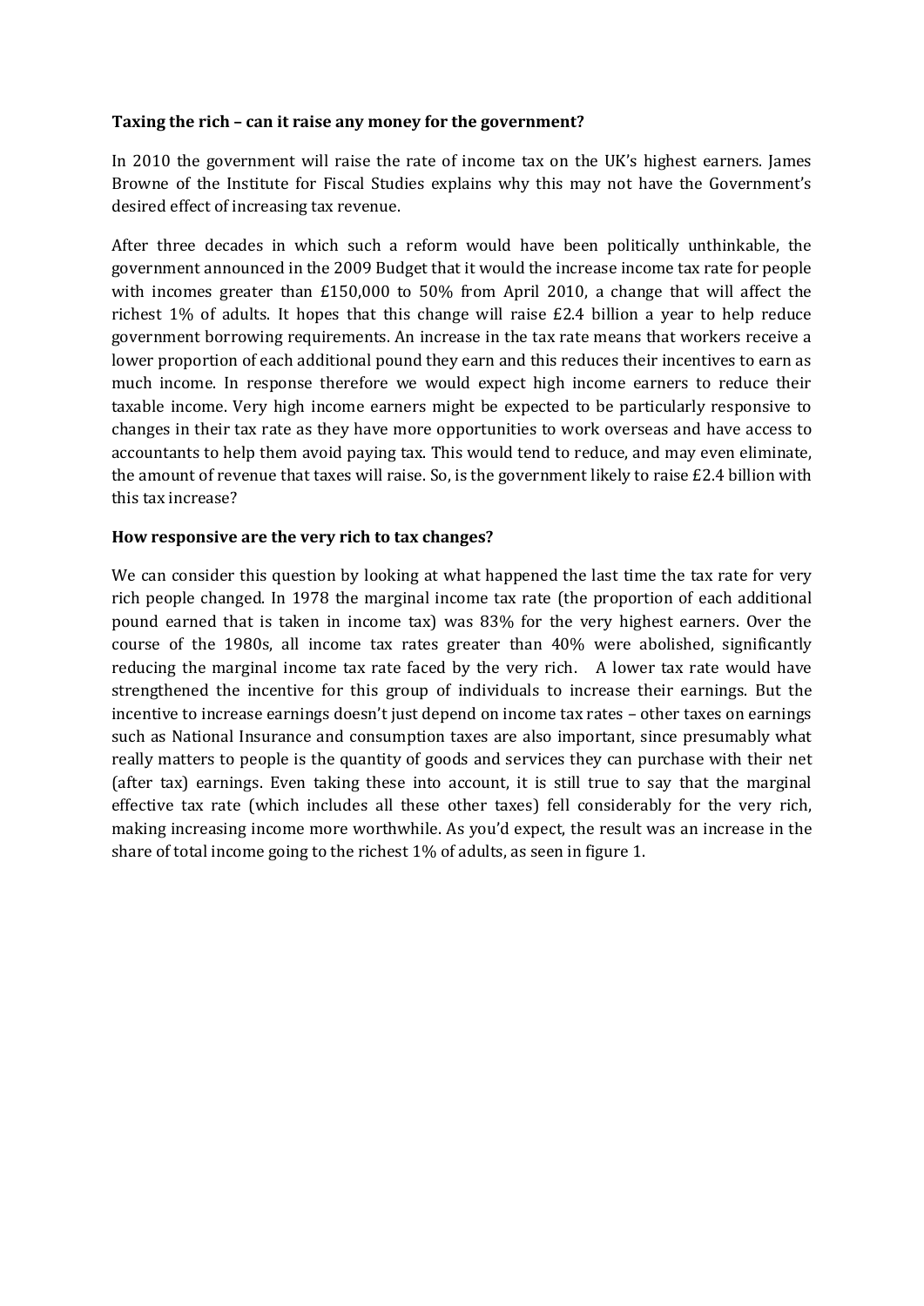**Taxing the rich – can it raise any money for the government?**

In 2010 the government will raise the rate of income tax on the UK's highest earners. James Browne of the Institute for Fiscal Studies explains why this may not have the Government's desired effect of increasing tax revenue.

After three decades in which such a reform would have been politically unthinkable, the government announced in the 2009 Budget that it would the increase income tax rate for people with incomes greater than £150,000 to 50% from April 2010, a change that will affect the richest 1% of adults. It hopes that this change will raise £2.4 billion a year to help reduce government borrowing requirements. An increase in the tax rate means that workers receive a lower proportion of each additional pound they earn and this reduces their incentives to earn as much income. In response therefore we would expect high income earners to reduce their taxable income. Very high income earners might be expected to be particularly responsive to changes in their tax rate as they have more opportunities to work overseas and have access to accountants to help them avoid paying tax. This would tend to reduce, and may even eliminate, the amount of revenue that taxes will raise. So, is the government likely to raise £2.4 billion with this tax increase?

**How responsive are the very rich to tax changes?**

We can consider this question by looking at what happened the last time the tax rate for very rich people changed. In 1978 the marginal income tax rate (the proportion of each additional pound earned that is taken in income tax) was 83% for the very highest earners. Over the course of the 1980s, all income tax rates greater than 40% were abolished, significantly reducing the marginal income tax rate faced by the very rich. A lower tax rate would have strengthened the incentive for this group of individuals to increase their earnings. But the incentive to increase earnings doesn't just depend on income tax rates – other taxes on earnings such as National Insurance and consumption taxes are also important, since presumably what really matters to people is the quantity of goods and services they can purchase with their net (after tax) earnings. Even taking these into account, it is still true to say that the marginal effective tax rate (which includes all these other taxes) fell considerably for the very rich, making increasing income more worthwhile. As you'd expect, the result was an increase in the share of total income going to the richest 1% of adults, as seen in figure 1.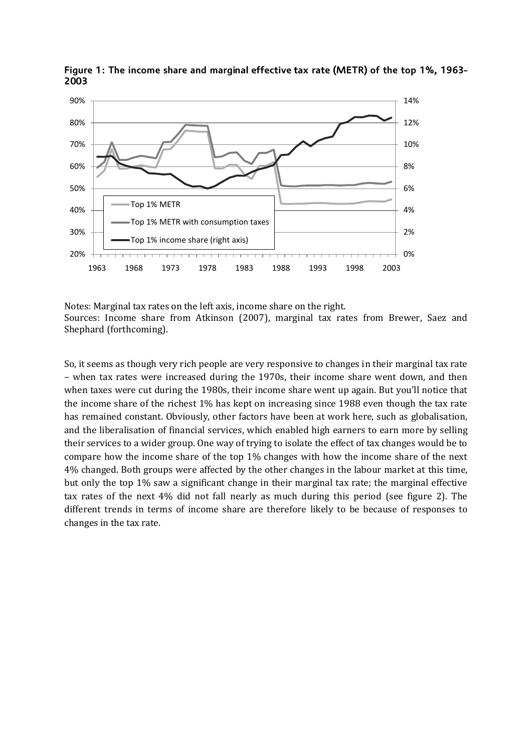**Figure 1: The income share and marginal effective tax rate (METR) of the top 1%, 1963-2003**

Notes: Marginal tax rates on the left axis, income share on the right.

Sources: Income share from Atkinson (2007), marginal tax rates from Brewer, Saez and Shephard (forthcoming).

So, it seems as though very rich people are very responsive to changes in their marginal tax rate – when tax rates were increased during the 1970s, their income share went down, and then when taxes were cut during the 1980s, their income share went up again. But you'll notice that the income share of the richest 1% has kept on increasing since 1988 even though the tax rate has remained constant. Obviously, other factors have been at work here, such as globalisation, and the liberalisation of financial services, which enabled high earners to earn more by selling their services to a wider group. One way of trying to isolate the effect of tax changes would be to compare how the income share of the top 1% changes with how the income share of the next 4% changed. Both groups were affected by the other changes in the labour market at this time, but only the top 1% saw a significant change in their marginal tax rate; the marginal effective tax rates of the next 4% did not fall nearly as much during this period (see figure 2). The different trends in terms of income share are therefore likely to be because of responses to changes in the tax rate.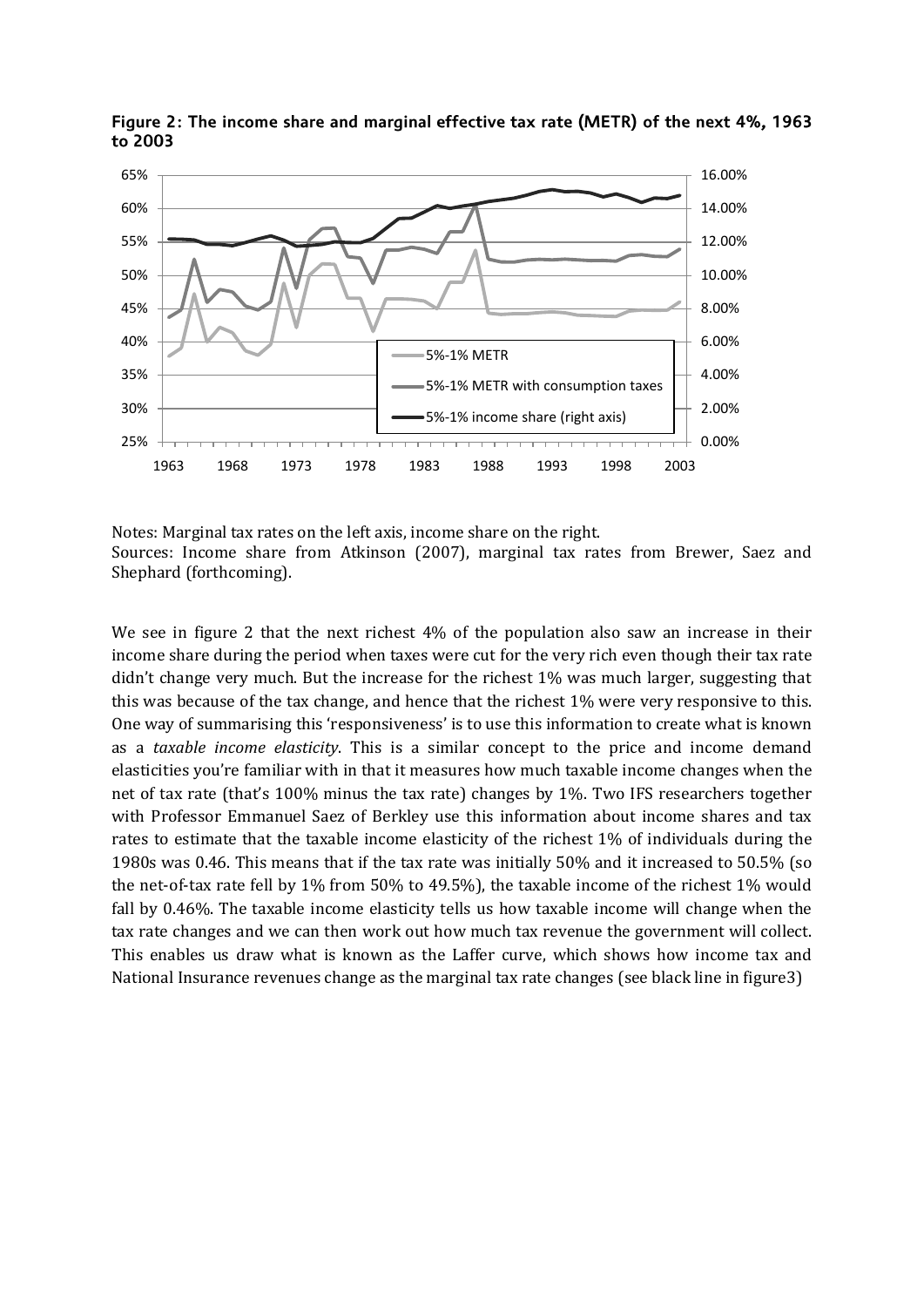**Figure 2: The income share and marginal effective tax rate (METR) of the next 4%, 1963 to 2003**

Notes: Marginal tax rates on the left axis, income share on the right.
Sources: Income share from Atkinson (2007), marginal tax rates from Brewer, Saez and Shephard (forthcoming).

We see in figure 2 that the next richest 4% of the population also saw an increase in their income share during the period when taxes were cut for the very rich even though their tax rate didn't change very much. But the increase for the richest 1% was much larger, suggesting that this was because of the tax change, and hence that the richest 1% were very responsive to this. One way of summarising this 'responsiveness' is to use this information to create what is known as a *taxable income elasticity*. This is a similar concept to the price and income demand elasticities you're familiar with in that it measures how much taxable income changes when the net of tax rate (that's 100% minus the tax rate) changes by 1%. Two IFS researchers together with Professor Emmanuel Saez of Berkley use this information about income shares and tax rates to estimate that the taxable income elasticity of the richest 1% of individuals during the 1980s was 0.46. This means that if the tax rate was initially 50% and it increased to 50.5% (so the net-of-tax rate fell by 1% from 50% to 49.5%), the taxable income of the richest 1% would fall by 0.46%. The taxable income elasticity tells us how taxable income will change when the tax rate changes and we can then work out how much tax revenue the government will collect. This enables us draw what is known as the Laffer curve, which shows how income tax and National Insurance revenues change as the marginal tax rate changes (see black line in figure3)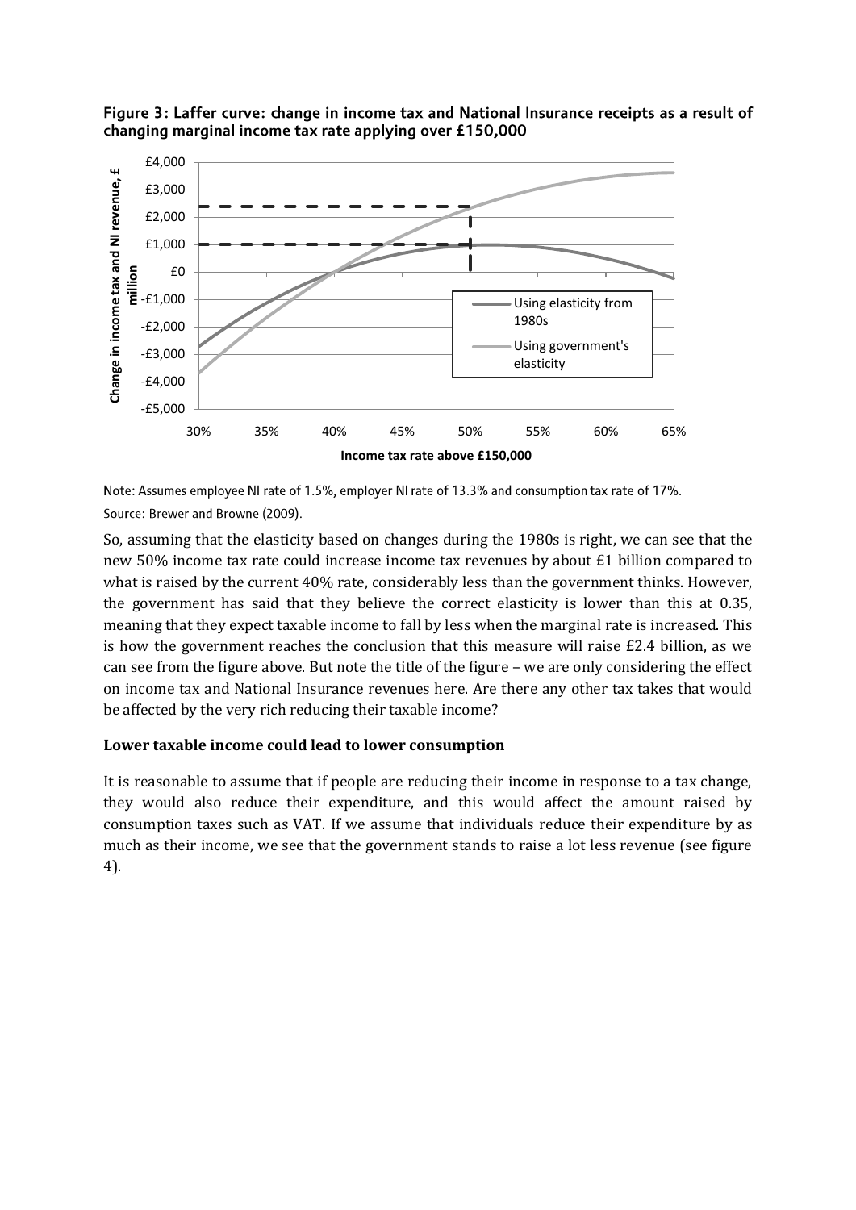**Figure 3: Laffer curve: change in income tax and National Insurance receipts as a result of changing marginal income tax rate applying over £150,000**

Note: Assumes employee NI rate of 1.5%, employer NI rate of 13.3% and consumption tax rate of 17%.

Source: Brewer and Browne (2009).

So, assuming that the elasticity based on changes during the 1980s is right, we can see that the new 50% income tax rate could increase income tax revenues by about £1 billion compared to what is raised by the current 40% rate, considerably less than the government thinks. However, the government has said that they believe the correct elasticity is lower than this at 0.35, meaning that they expect taxable income to fall by less when the marginal rate is increased. This is how the government reaches the conclusion that this measure will raise £2.4 billion, as we can see from the figure above. But note the title of the figure – we are only considering the effect on income tax and National Insurance revenues here. Are there any other tax takes that would be affected by the very rich reducing their taxable income?

### Lower taxable income could lead to lower consumption

It is reasonable to assume that if people are reducing their income in response to a tax change, they would also reduce their expenditure, and this would affect the amount raised by consumption taxes such as VAT. If we assume that individuals reduce their expenditure by as much as their income, we see that the government stands to raise a lot less revenue (see figure 4).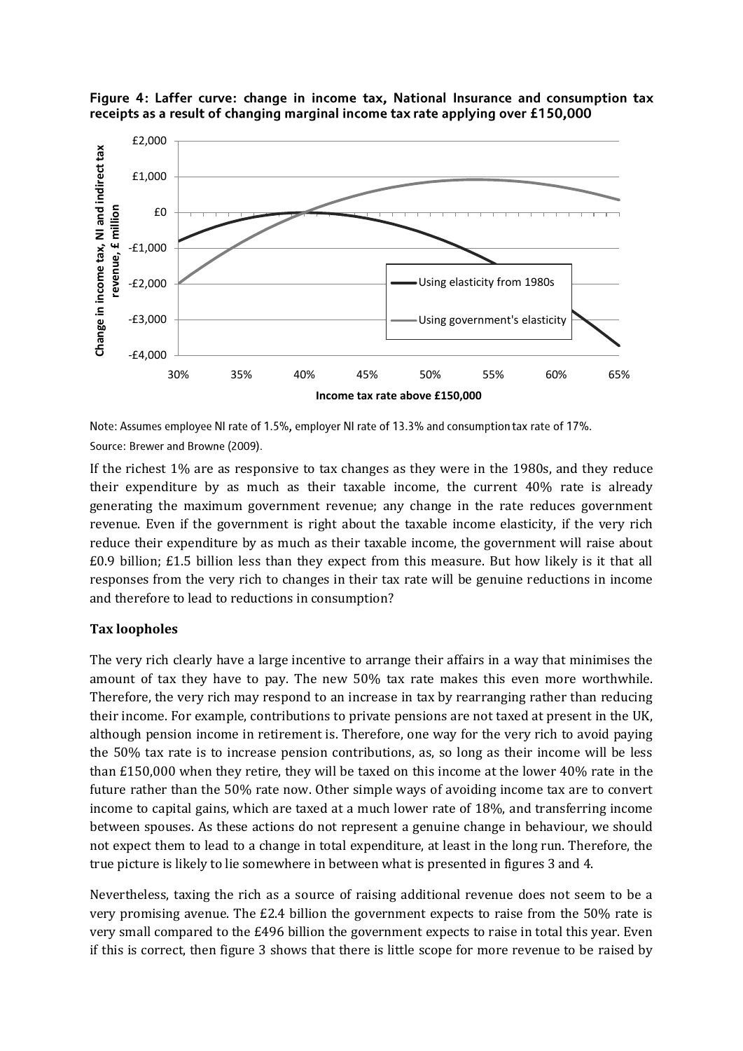**Figure 4: Laffer curve: change in income tax, National Insurance and consumption tax receipts as a result of changing marginal income tax rate applying over £150,000**

Note: Assumes employee NI rate of 1.5%, employer NI rate of 13.3% and consumption tax rate of 17%.

Source: Brewer and Browne (2009).

If the richest 1% are as responsive to tax changes as they were in the 1980s, and they reduce their expenditure by as much as their taxable income, the current 40% rate is already generating the maximum government revenue; any change in the rate reduces government revenue. Even if the government is right about the taxable income elasticity, if the very rich reduce their expenditure by as much as their taxable income, the government will raise about £0.9 billion; £1.5 billion less than they expect from this measure. But how likely is it that all responses from the very rich to changes in their tax rate will be genuine reductions in income and therefore to lead to reductions in consumption?

## Tax loopholes

The very rich clearly have a large incentive to arrange their affairs in a way that minimises the amount of tax they have to pay. The new 50% tax rate makes this even more worthwhile. Therefore, the very rich may respond to an increase in tax by rearranging rather than reducing their income. For example, contributions to private pensions are not taxed at present in the UK, although pension income in retirement is. Therefore, one way for the very rich to avoid paying the 50% tax rate is to increase pension contributions, as, so long as their income will be less than £150,000 when they retire, they will be taxed on this income at the lower 40% rate in the future rather than the 50% rate now. Other simple ways of avoiding income tax are to convert income to capital gains, which are taxed at a much lower rate of 18%, and transferring income between spouses. As these actions do not represent a genuine change in behaviour, we should not expect them to lead to a change in total expenditure, at least in the long run. Therefore, the true picture is likely to lie somewhere in between what is presented in figures 3 and 4.

Nevertheless, taxing the rich as a source of raising additional revenue does not seem to be a very promising avenue. The £2.4 billion the government expects to raise from the 50% rate is very small compared to the £496 billion the government expects to raise in total this year. Even if this is correct, then figure 3 shows that there is little scope for more revenue to be raised by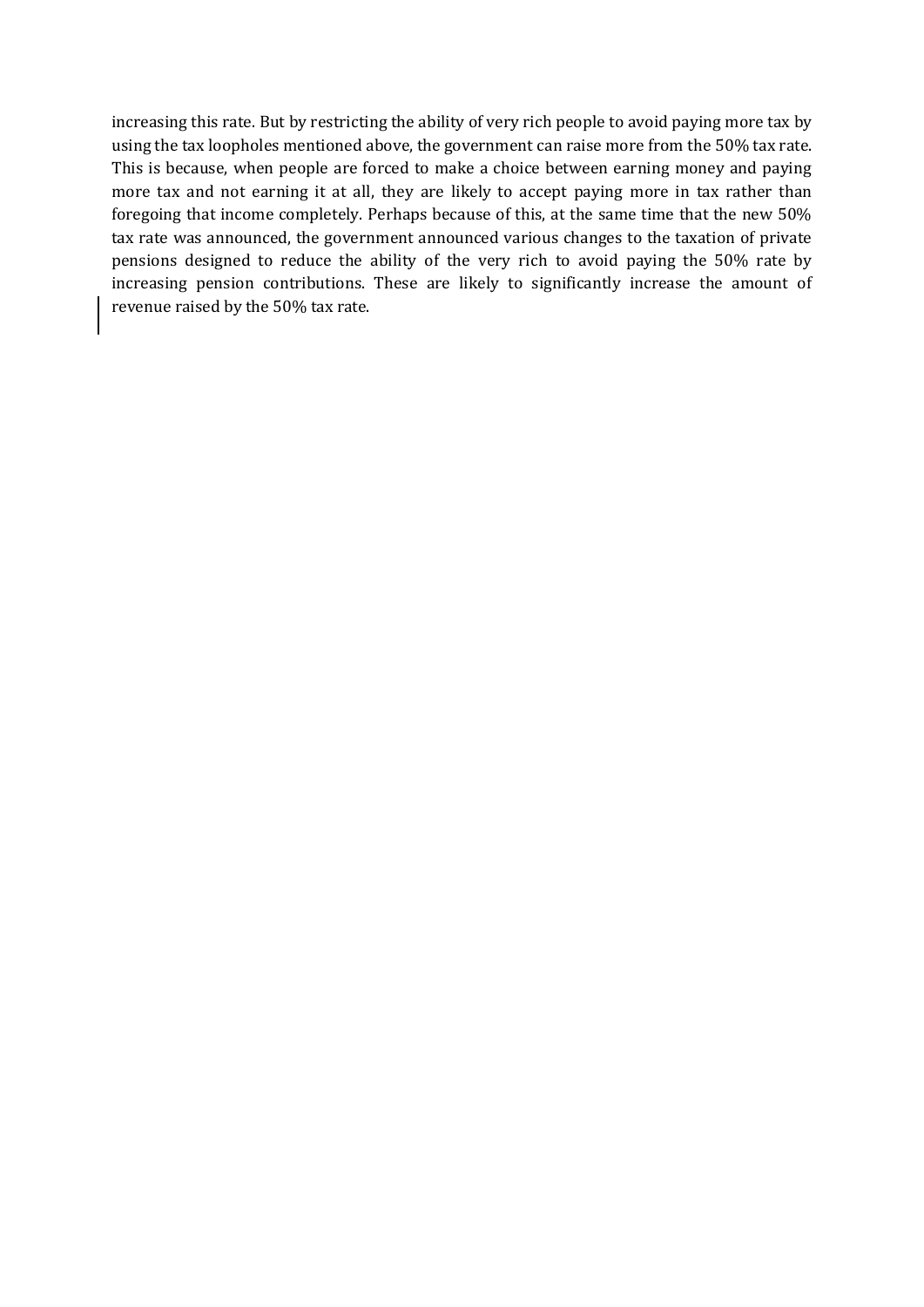increasing this rate. But by restricting the ability of very rich people to avoid paying more tax by using the tax loopholes mentioned above, the government can raise more from the 50% tax rate. This is because, when people are forced to make a choice between earning money and paying more tax and not earning it at all, they are likely to accept paying more in tax rather than foregoing that income completely. Perhaps because of this, at the same time that the new 50% tax rate was announced, the government announced various changes to the taxation of private pensions designed to reduce the ability of the very rich to avoid paying the 50% rate by increasing pension contributions. These are likely to significantly increase the amount of revenue raised by the 50% tax rate.